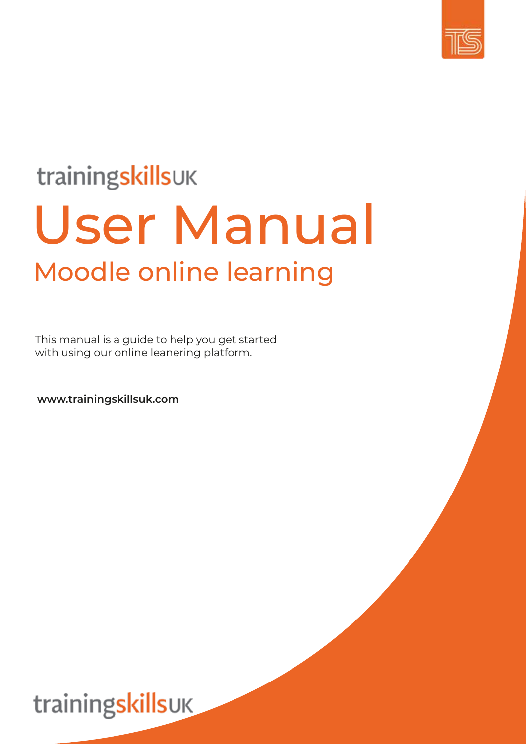trainingskillsUK

# User Manual

## Moodle online learning

This manual is a guide to help you get started with using our online leanering platform.

**www.trainingskillsuk.com**

trainingskillsUK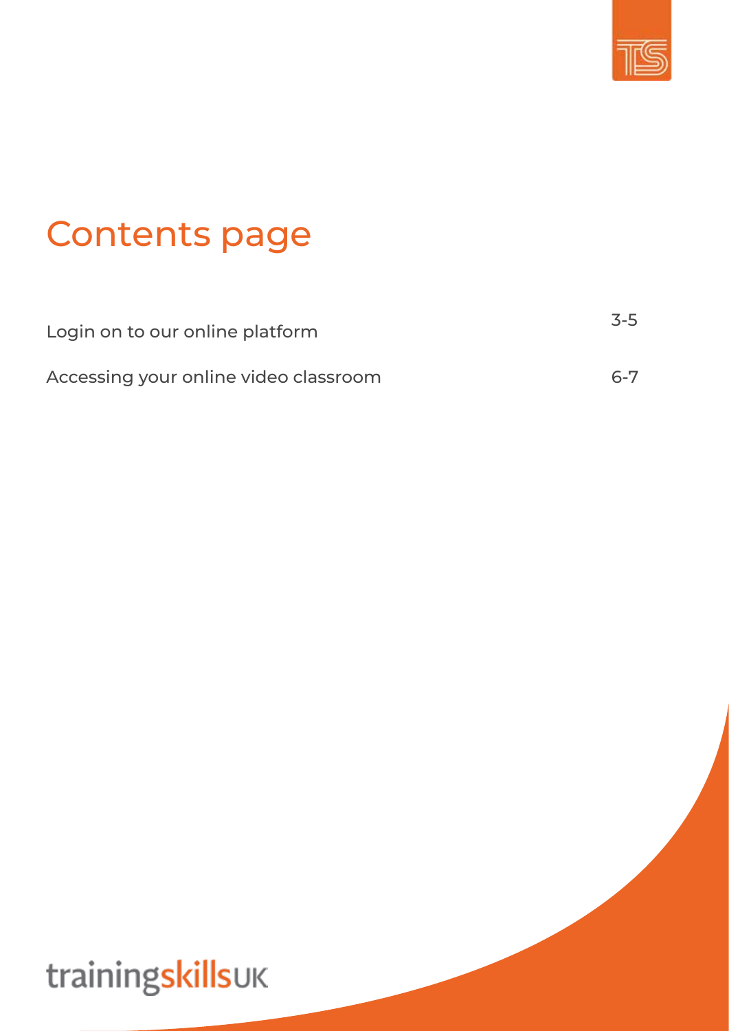# Contents page

| | |
|---|---|
| Login on to our online platform | 3-5 |
| Accessing your online video classroom | 6-7 |

trainingskillsUK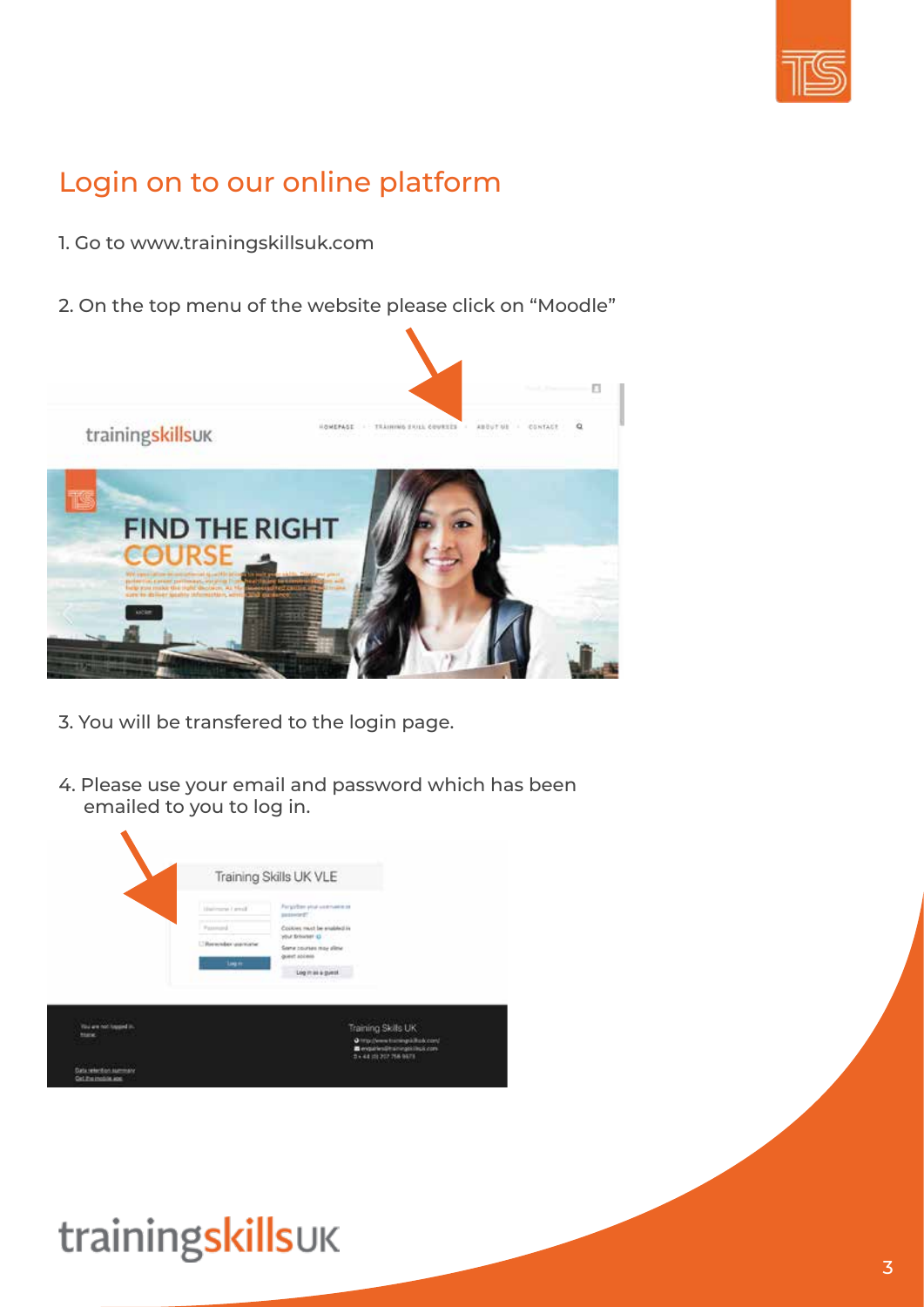## Login on to our online platform

1. Go to www.trainingskillsuk.com

2. On the top menu of the website please click on "Moodle"

3. You will be transfered to the login page.

4. Please use your email and password which has been emailed to you to log in.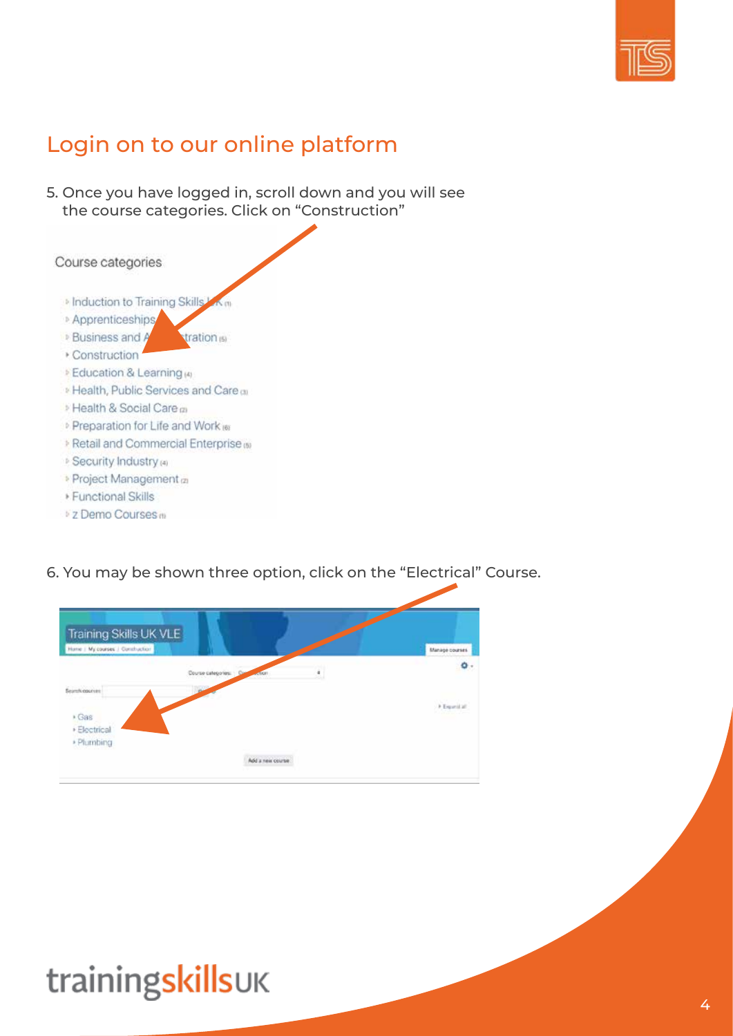## Login on to our online platform

5. Once you have logged in, scroll down and you will see the course categories. Click on "Construction"

Course categories

- Induction to Training Skills UK (1)
- Apprenticeships
- Business and Administration (5)
- Construction
- Education & Learning (4)
- Health, Public Services and Care (3)
- Health & Social Care (2)
- Preparation for Life and Work (6)
- Retail and Commercial Enterprise (5)
- Security Industry (4)
- Project Management (2)
- Functional Skills
- z Demo Courses (1)

6. You may be shown three option, click on the "Electrical" Course.

Training Skills UK VLE

Home / My courses / Construction

Manage courses

Course categories: Construction

Search courses

- Gas
- Electrical
- Plumbing

Expand all

Add a new course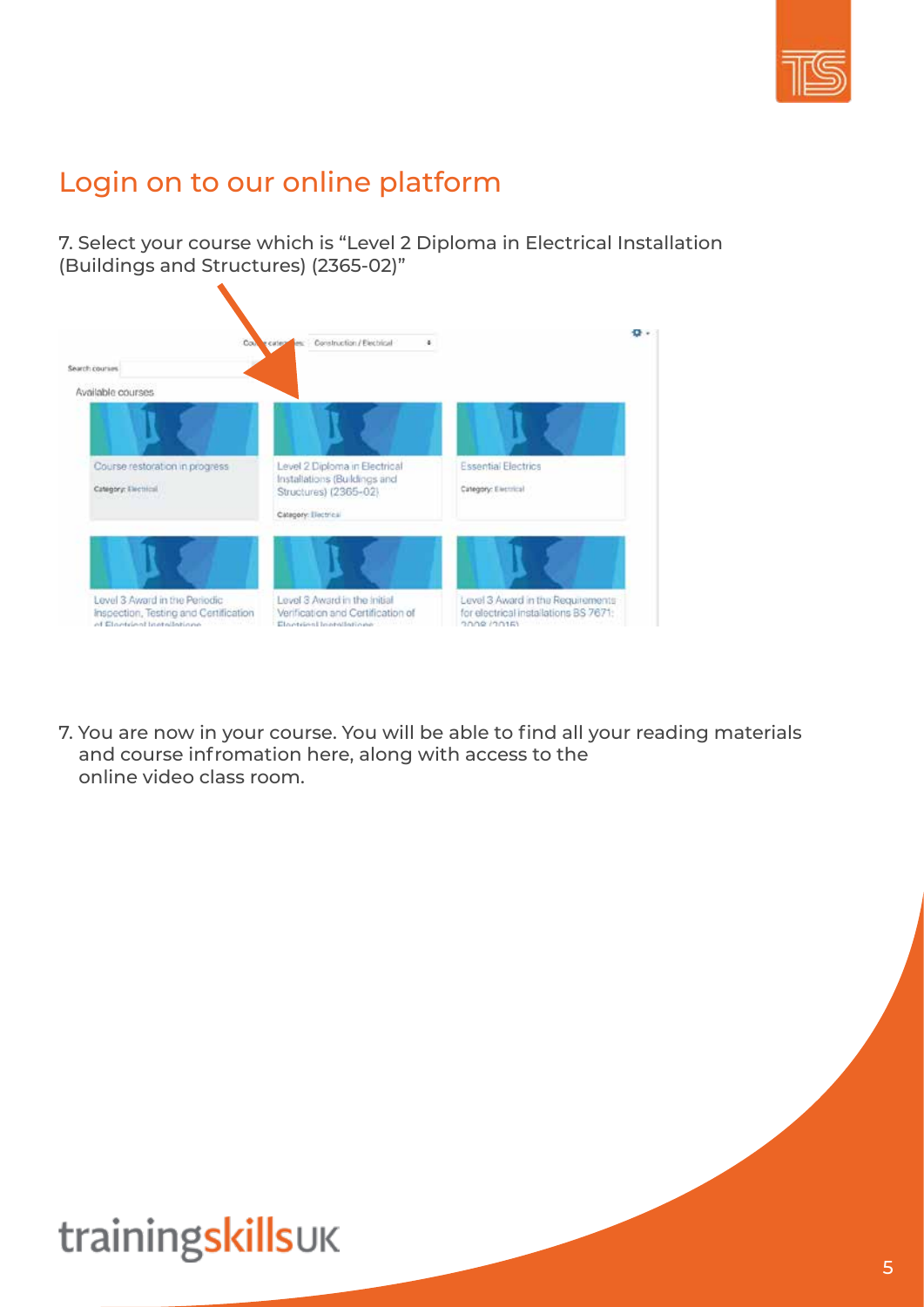## Login on to our online platform

7. Select your course which is "Level 2 Diploma in Electrical Installation (Buildings and Structures) (2365-02)"

7. You are now in your course. You will be able to find all your reading materials and course infromation here, along with access to the online video class room.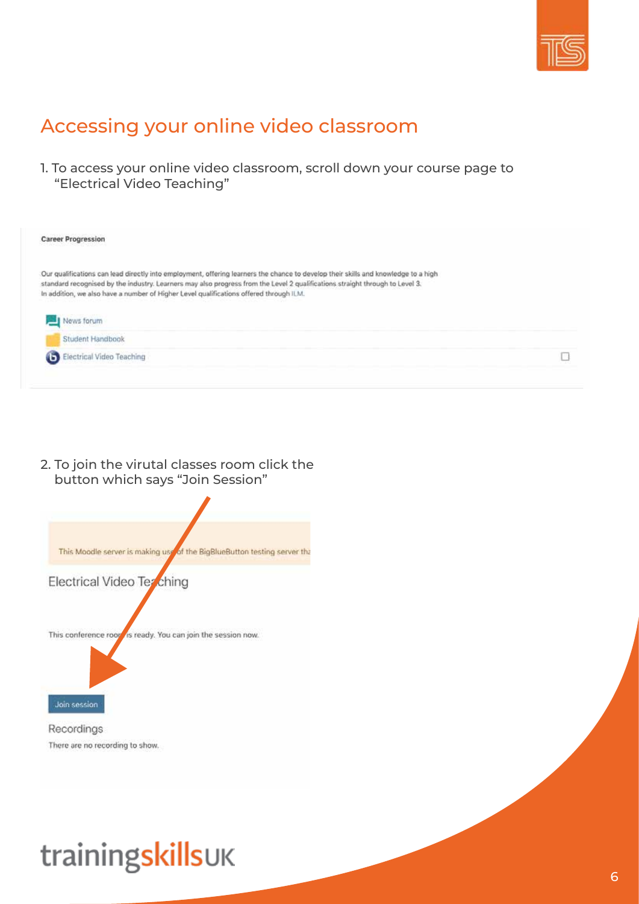## Accessing your online video classroom

1. To access your online video classroom, scroll down your course page to "Electrical Video Teaching"

**Career Progression**

Our qualifications can lead directly into employment, offering learners the chance to develop their skills and knowledge to a high standard recognised by the industry. Learners may also progress from the Level 2 qualifications straight through to Level 3. In addition, we also have a number of Higher Level qualifications offered through ILM.

- News forum
- Student Handbook
- Electrical Video Teaching

2. To join the virutal classes room click the button which says "Join Session"

This Moodle server is making use of the BigBlueButton testing server tha

Electrical Video Teaching

This conference room is ready. You can join the session now.

Join session

Recordings

There are no recording to show.

trainingskillsUK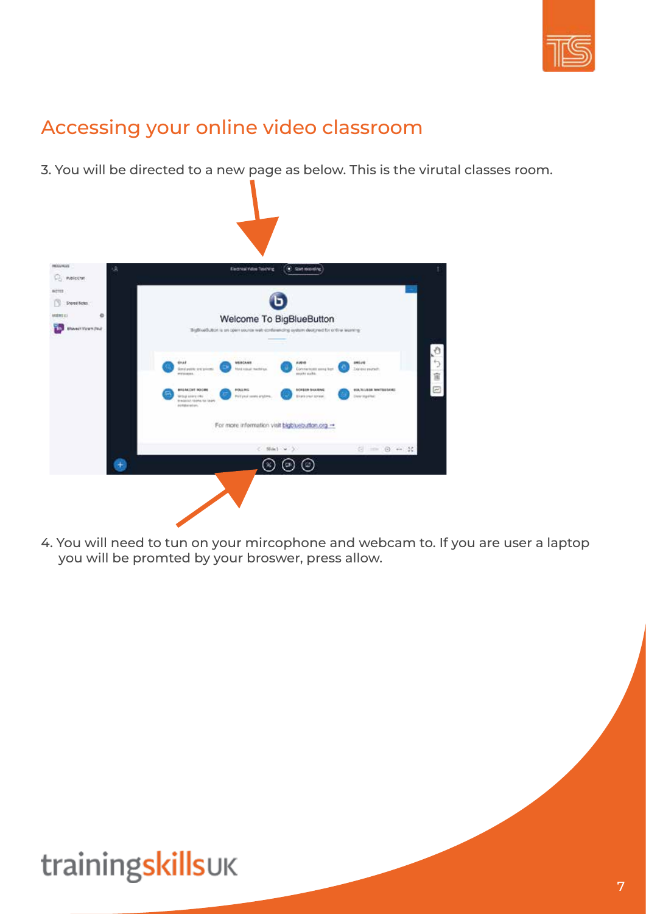## Accessing your online video classroom

3. You will be directed to a new page as below. This is the virutal classes room.

4. You will need to tun on your mircophone and webcam to. If you are user a laptop you will be promted by your broswer, press allow.